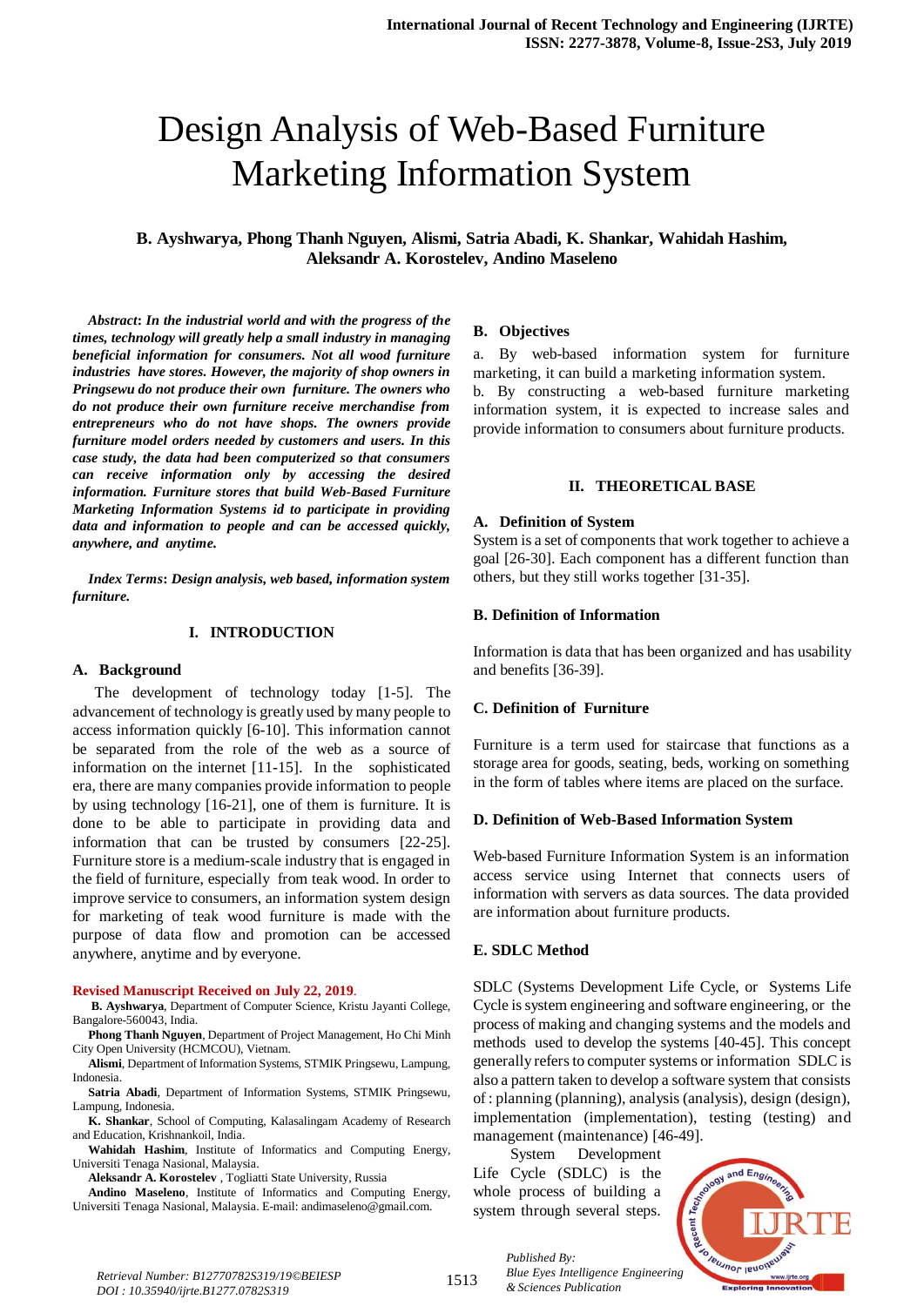# Design Analysis of Web-Based Furniture Marketing Information System

**B. Ayshwarya, Phong Thanh Nguyen, Alismi, Satria Abadi, K. Shankar, Wahidah Hashim, Aleksandr A. Korostelev, Andino Maseleno**

***Abstract*: *In the industrial world and with the progress of the times, technology will greatly help a small industry in managing beneficial information for consumers. Not all wood furniture industries have stores. However, the majority of shop owners in Pringsewu do not produce their own furniture. The owners who do not produce their own furniture receive merchandise from entrepreneurs who do not have shops. The owners provide furniture model orders needed by customers and users. In this case study, the data had been computerized so that consumers can receive information only by accessing the desired information. Furniture stores that build Web-Based Furniture Marketing Information Systems id to participate in providing data and information to people and can be accessed quickly, anywhere, and anytime.***

***Index Terms*: *Design analysis, web based, information system furniture.***

## I. INTRODUCTION

### A. Background

The development of technology today [1-5]. The advancement of technology is greatly used by many people to access information quickly [6-10]. This information cannot be separated from the role of the web as a source of information on the internet [11-15]. In the sophisticated era, there are many companies provide information to people by using technology [16-21], one of them is furniture. It is done to be able to participate in providing data and information that can be trusted by consumers [22-25]. Furniture store is a medium-scale industry that is engaged in the field of furniture, especially from teak wood. In order to improve service to consumers, an information system design for marketing of teak wood furniture is made with the purpose of data flow and promotion can be accessed anywhere, anytime and by everyone.

**Revised Manuscript Received on July 22, 2019**.

**B. Ayshwarya**, Department of Computer Science, Kristu Jayanti College, Bangalore-560043, India.

**Phong Thanh Nguyen**, Department of Project Management, Ho Chi Minh City Open University (HCMCOU), Vietnam.

**Alismi**, Department of Information Systems, STMIK Pringsewu, Lampung, Indonesia.

**Satria Abadi**, Department of Information Systems, STMIK Pringsewu, Lampung, Indonesia.

**K. Shankar**, School of Computing, Kalasalingam Academy of Research and Education, Krishnankoil, India.

**Wahidah Hashim**, Institute of Informatics and Computing Energy, Universiti Tenaga Nasional, Malaysia.

**Aleksandr A. Korostelev** , Togliatti State University, Russia

**Andino Maseleno**, Institute of Informatics and Computing Energy, Universiti Tenaga Nasional, Malaysia. E-mail: andimaseleno@gmail.com.

### B. Objectives

a. By web-based information system for furniture marketing, it can build a marketing information system.
b. By constructing a web-based furniture marketing information system, it is expected to increase sales and provide information to consumers about furniture products.

## II. THEORETICAL BASE

### A. Definition of System

System is a set of components that work together to achieve a goal [26-30]. Each component has a different function than others, but they still works together [31-35].

### B. Definition of Information

Information is data that has been organized and has usability and benefits [36-39].

### C. Definition of Furniture

Furniture is a term used for staircase that functions as a storage area for goods, seating, beds, working on something in the form of tables where items are placed on the surface.

### D. Definition of Web-Based Information System

Web-based Furniture Information System is an information access service using Internet that connects users of information with servers as data sources. The data provided are information about furniture products.

### E. SDLC Method

SDLC (Systems Development Life Cycle, or Systems Life Cycle is system engineering and software engineering, or the process of making and changing systems and the models and methods used to develop the systems [40-45]. This concept generally refers to computer systems or information SDLC is also a pattern taken to develop a software system that consists of : planning (planning), analysis (analysis), design (design), implementation (implementation), testing (testing) and management (maintenance) [46-49].

System Development Life Cycle (SDLC) is the whole process of building a system through several steps.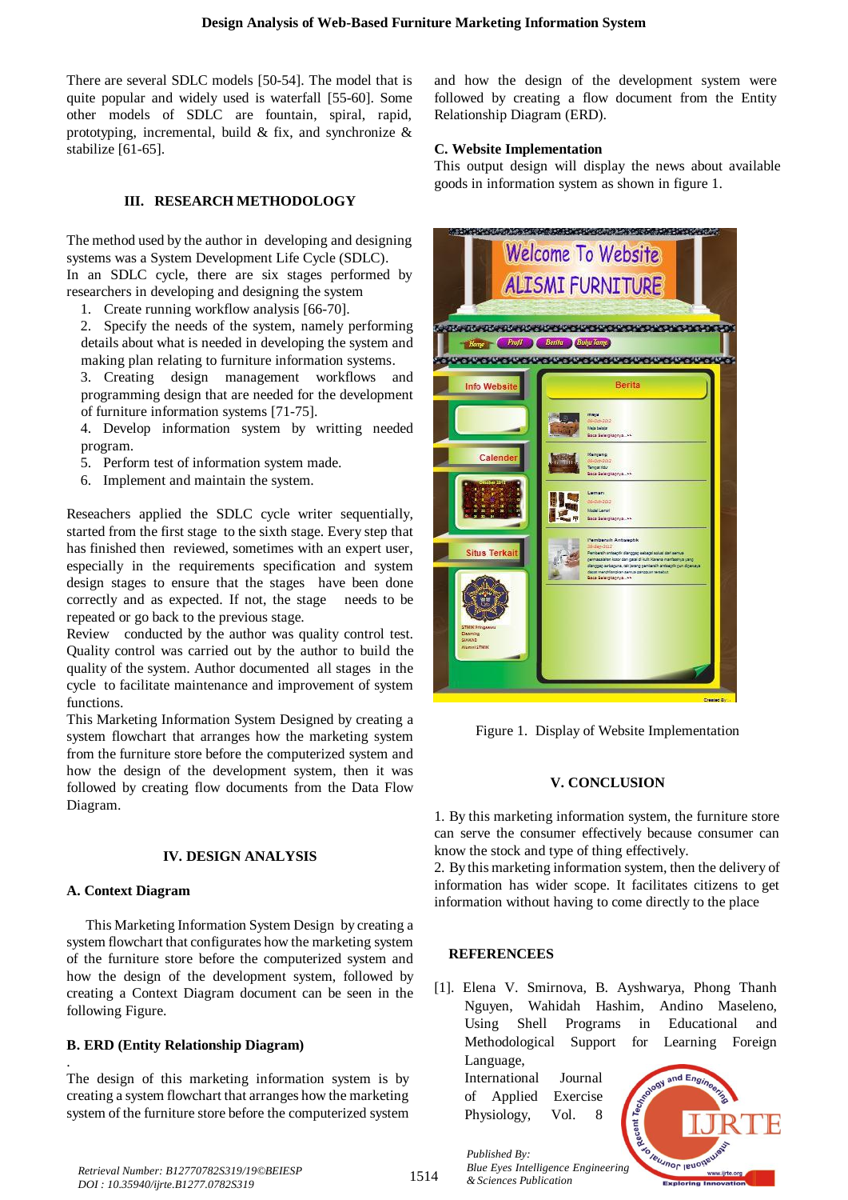There are several SDLC models [50-54]. The model that is quite popular and widely used is waterfall [55-60]. Some other models of SDLC are fountain, rapid, prototyping, incremental, build & fix, and synchronize & stabilize [61-65].

## III. RESEARCH METHODOLOGY

The method used by the author in developing and designing systems was a System Development Life Cycle (SDLC).
In an SDLC cycle, there are six stages performed by researchers in developing and designing the system

1. Create running workflow analysis [66-70].
2. Specify the needs of the system, namely performing details about what is needed in developing the system and making plan relating to furniture information systems.
3. Creating design management workflows and programming design that are needed for the development of furniture information systems [71-75].
4. Develop information system by writting needed program.
5. Perform test of information system made.
6. Implement and maintain the system.

Reseachers applied the SDLC cycle writer sequentially, started from the first stage to the sixth stage. Every step that has finished then reviewed, sometimes with an expert user, especially in the requirements specification and system design stages to ensure that the stages have been done correctly and as expected. If not, the stage needs to be repeated or go back to the previous stage.
Review conducted by the author was quality control test. Quality control was carried out by the author to build the quality of the system. Author documented all stages in the cycle to facilitate maintenance and improvement of system functions.
This Marketing Information System Designed by creating a system flowchart that arranges how the marketing system from the furniture store before the computerized system and how the design of the development system, then it was followed by creating flow documents from the Data Flow Diagram.

## IV. DESIGN ANALYSIS

### A. Context Diagram

This Marketing Information System Design by creating a system flowchart that configurates how the marketing system of the furniture store before the computerized system and how the design of the development system, followed by creating a Context Diagram document can be seen in the following Figure.

### B. ERD (Entity Relationship Diagram)

.
The design of this marketing information system is by creating a system flowchart that arranges how the marketing system of the furniture store before the computerized system and how the design of the development system were followed by creating a flow document from the Entity Relationship Diagram (ERD).

### C. Website Implementation

This output design will display the news about available goods in information system as shown in figure 1.

Figure 1. Display of Website Implementation

## V. CONCLUSION

1. By this marketing information system, the furniture store can serve the consumer effectively because consumer can know the stock and type of thing effectively.
2. By this marketing information system, then the delivery of information has wider scope. It facilitates citizens to get information without having to come directly to the place

## REFERENCEES

[1]. Elena V. Smirnova, B. Ayshwarya, Phong Thanh Nguyen, Wahidah Hashim, Andino Maseleno, Using Shell Programs in Educational and Methodological Support for Learning Foreign Language, International Journal of Applied Exercise Physiology, Vol. 8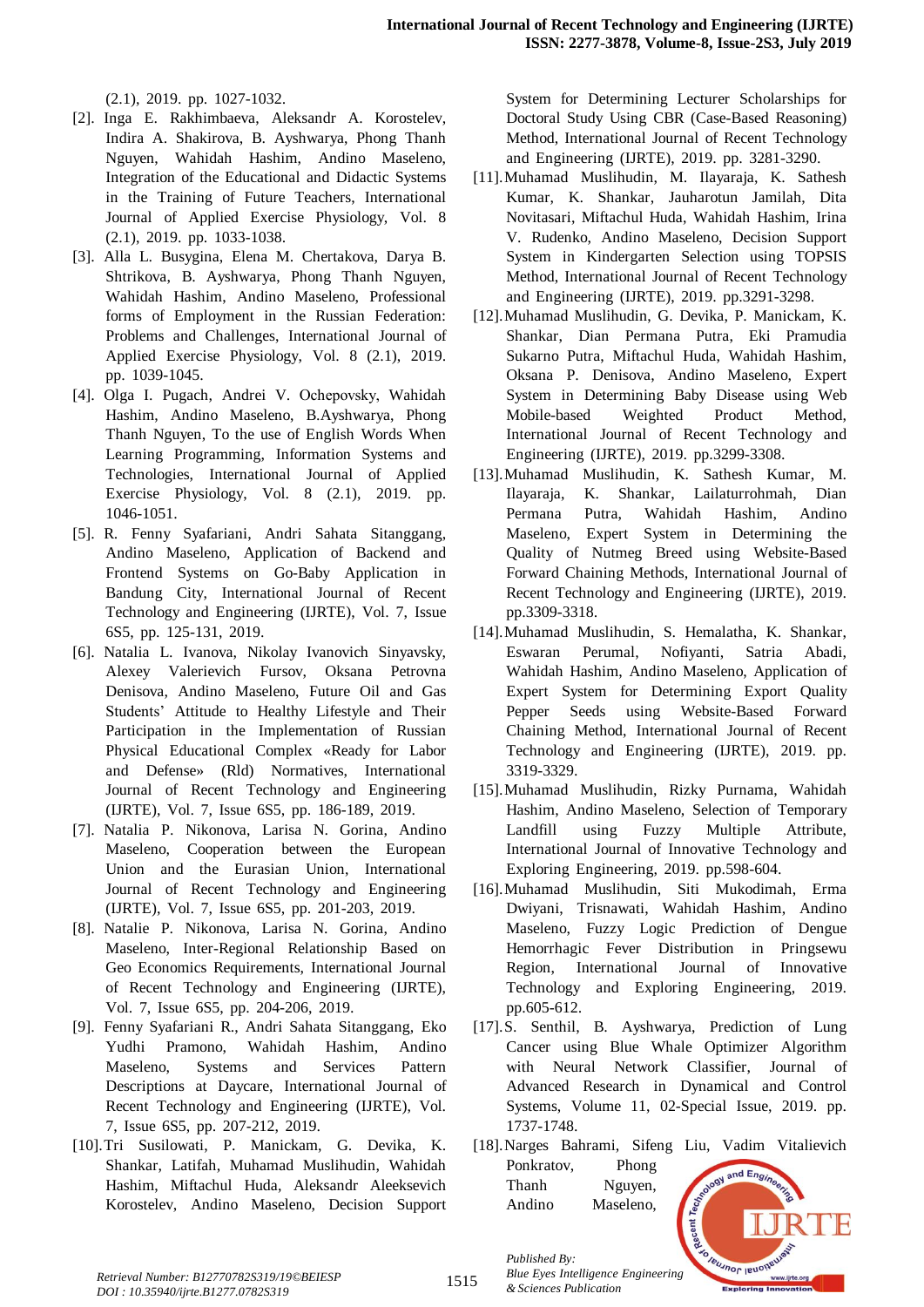(2.1), 2019. pp. 1027-1032.

[2]. Inga E. Rakhimbaeva, Aleksandr A. Korostelev, Indira A. Shakirova, B. Ayshwarya, Phong Thanh Nguyen, Wahidah Hashim, Andino Maseleno, Integration of the Educational and Didactic Systems in the Training of Future Teachers, International Journal of Applied Exercise Physiology, Vol. 8 (2.1), 2019. pp. 1033-1038.

[3]. Alla L. Busygina, Elena M. Chertakova, Darya B. Shtrikova, B. Ayshwarya, Phong Thanh Nguyen, Wahidah Hashim, Andino Maseleno, Professional forms of Employment in the Russian Federation: Problems and Challenges, International Journal of Applied Exercise Physiology, Vol. 8 (2.1), 2019. pp. 1039-1045.

[4]. Olga I. Pugach, Andrei V. Ochepovsky, Wahidah Hashim, Andino Maseleno, B.Ayshwarya, Phong Thanh Nguyen, To the use of English Words When Learning Programming, Information Systems and Technologies, International Journal of Applied Exercise Physiology, Vol. 8 (2.1), 2019. pp. 1046-1051.

[5]. R. Fenny Syafariani, Andri Sahata Sitanggang, Andino Maseleno, Application of Backend and Frontend Systems on Go-Baby Application in Bandung City, International Journal of Recent Technology and Engineering (IJRTE), Vol. 7, Issue 6S5, pp. 125-131, 2019.

[6]. Natalia L. Ivanova, Nikolay Ivanovich Sinyavsky, Alexey Valerievich Fursov, Oksana Petrovna Denisova, Andino Maseleno, Future Oil and Gas Students' Attitude to Healthy Lifestyle and Their Participation in the Implementation of Russian Physical Educational Complex «Ready for Labor and Defense» (Rld) Normatives, International Journal of Recent Technology and Engineering (IJRTE), Vol. 7, Issue 6S5, pp. 186-189, 2019.

[7]. Natalia P. Nikonova, Larisa N. Gorina, Andino Maseleno, Cooperation between the European Union and the Eurasian Union, International Journal of Recent Technology and Engineering (IJRTE), Vol. 7, Issue 6S5, pp. 201-203, 2019.

[8]. Natalie P. Nikonova, Larisa N. Gorina, Andino Maseleno, Inter-Regional Relationship Based on Geo Economics Requirements, International Journal of Recent Technology and Engineering (IJRTE), Vol. 7, Issue 6S5, pp. 204-206, 2019.

[9]. Fenny Syafariani R., Andri Sahata Sitanggang, Eko Yudhi Pramono, Wahidah Hashim, Andino Maseleno, Systems and Services Pattern Descriptions at Daycare, International Journal of Recent Technology and Engineering (IJRTE), Vol. 7, Issue 6S5, pp. 207-212, 2019.

[10]. Tri Susilowati, P. Manickam, G. Devika, K. Shankar, Latifah, Muhamad Muslihudin, Wahidah Hashim, Miftachul Huda, Aleksandr Aleeksevich Korostelev, Andino Maseleno, Decision Support System for Determining Lecturer Scholarships for Doctoral Study Using CBR (Case-Based Reasoning) Method, International Journal of Recent Technology and Engineering (IJRTE), 2019. pp. 3281-3290.

[11]. Muhamad Muslihudin, M. Ilayaraja, K. Sathesh Kumar, K. Shankar, Jauharotun Jamilah, Dita Novitasari, Miftachul Huda, Wahidah Hashim, Irina V. Rudenko, Andino Maseleno, Decision Support System in Kindergarten Selection using TOPSIS Method, International Journal of Recent Technology and Engineering (IJRTE), 2019. pp.3291-3298.

[12]. Muhamad Muslihudin, G. Devika, P. Manickam, K. Shankar, Dian Permana Putra, Eki Pramudia Sukarno Putra, Miftachul Huda, Wahidah Hashim, Oksana P. Denisova, Andino Maseleno, Expert System in Determining Baby Disease using Web Mobile-based Weighted Product Method, International Journal of Recent Technology and Engineering (IJRTE), 2019. pp.3299-3308.

[13]. Muhamad Muslihudin, K. Sathesh Kumar, M. Ilayaraja, K. Shankar, Lailaturrohmah, Dian Permana Putra, Wahidah Hashim, Andino Maseleno, Expert System in Determining the Quality of Nutmeg Breed using Website-Based Forward Chaining Methods, International Journal of Recent Technology and Engineering (IJRTE), 2019. pp.3309-3318.

[14]. Muhamad Muslihudin, S. Hemalatha, K. Shankar, Eswaran Perumal, Nofiyanti, Satria Abadi, Wahidah Hashim, Andino Maseleno, Application of Expert System for Determining Export Quality Pepper Seeds using Website-Based Forward Chaining Method, International Journal of Recent Technology and Engineering (IJRTE), 2019. pp. 3319-3329.

[15]. Muhamad Muslihudin, Rizky Purnama, Wahidah Hashim, Andino Maseleno, Selection of Temporary Landfill using Fuzzy Multiple Attribute, International Journal of Innovative Technology and Exploring Engineering, 2019. pp.598-604.

[16]. Muhamad Muslihudin, Siti Mukodimah, Erma Dwiyani, Trisnawati, Wahidah Hashim, Andino Maseleno, Fuzzy Logic Prediction of Dengue Hemorrhagic Fever Distribution in Pringsewu Region, International Journal of Innovative Technology and Exploring Engineering, 2019. pp.605-612.

[17]. S. Senthil, B. Ayshwarya, Prediction of Lung Cancer using Blue Whale Optimizer Algorithm with Neural Network Classifier, Journal of Advanced Research in Dynamical and Control Systems, Volume 11, 02-Special Issue, 2019. pp. 1737-1748.

[18]. Narges Bahrami, Sifeng Liu, Vadim Vitalievich Ponkratov, Phong Thanh Nguyen, Andino Maseleno,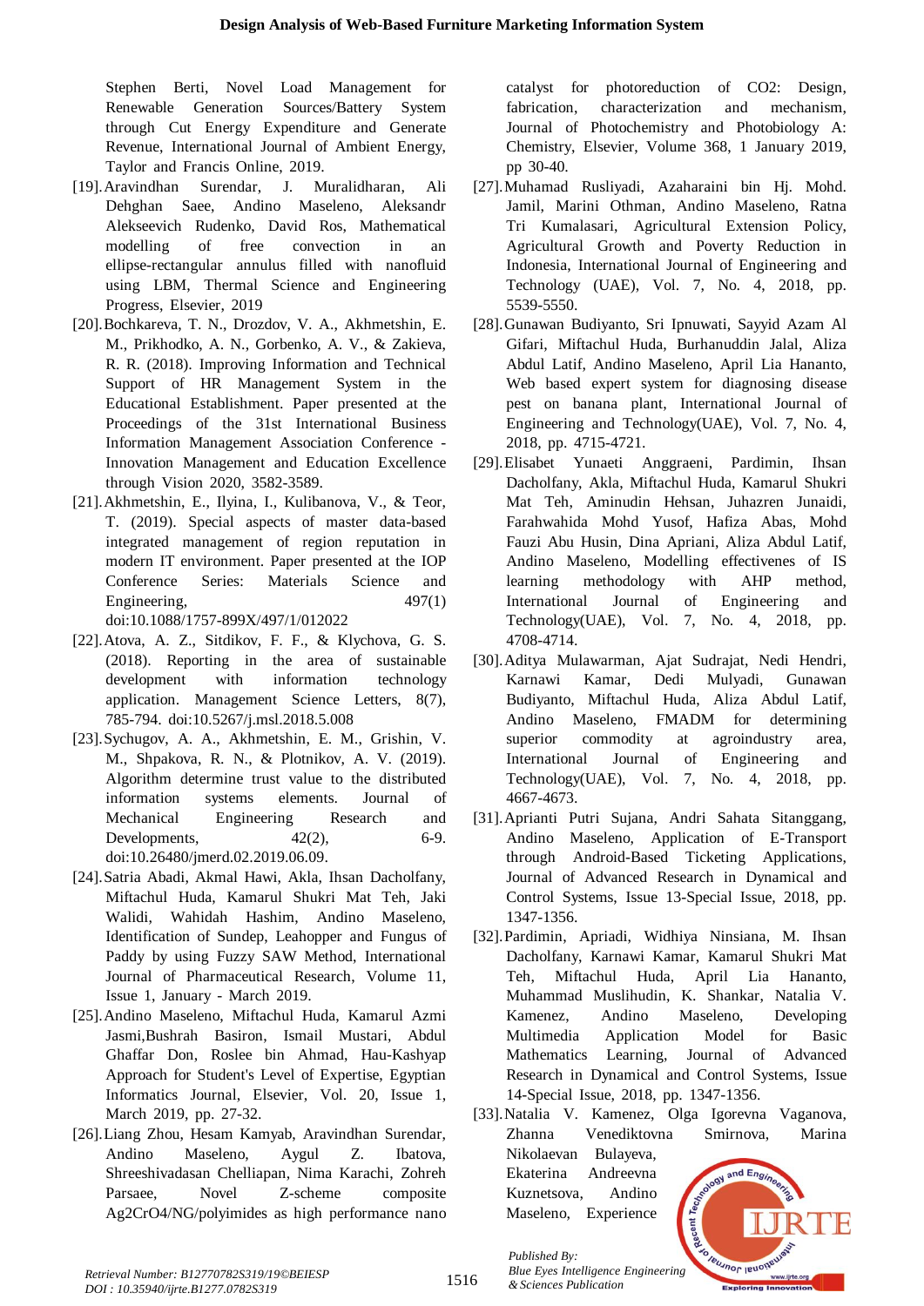Stephen Berti, Novel Load Management for Renewable Generation Sources/Battery System through Cut Energy Expenditure and Generate Revenue, International Journal of Ambient Energy, Taylor and Francis Online, 2019.

[19]. Aravindhan Surendar, J. Muralidharan, Ali Dehghan Saee, Andino Maseleno, Aleksandr Alekseevich Rudenko, David Ros, Mathematical modelling of free convection in an ellipse-rectangular annulus filled with nanofluid using LBM, Thermal Science and Engineering Progress, Elsevier, 2019

[20]. Bochkareva, T. N., Drozdov, V. A., Akhmetshin, E. M., Prikhodko, A. N., Gorbenko, A. V., & Zakieva, R. R. (2018). Improving Information and Technical Support of HR Management System in the Educational Establishment. Paper presented at the Proceedings of the 31st International Business Information Management Association Conference - Innovation Management and Education Excellence through Vision 2020, 3582-3589.

[21]. Akhmetshin, E., Ilyina, I., Kulibanova, V., & Teor, T. (2019). Special aspects of master data-based integrated management of region reputation in modern IT environment. Paper presented at the IOP Conference Series: Materials Science and Engineering, 497(1) doi:10.1088/1757-899X/497/1/012022

[22]. Atova, A. Z., Sitdikov, F. F., & Klychova, G. S. (2018). Reporting in the area of sustainable development with information technology application. Management Science Letters, 8(7), 785-794. doi:10.5267/j.msl.2018.5.008

[23]. Sychugov, A. A., Akhmetshin, E. M., Grishin, V. M., Shpakova, R. N., & Plotnikov, A. V. (2019). Algorithm determine trust value to the distributed information systems elements. Journal of Mechanical Engineering Research and Developments, 42(2), 6-9. doi:10.26480/jmerd.02.2019.06.09.

[24]. Satria Abadi, Akmal Hawi, Akla, Ihsan Dacholfany, Miftachul Huda, Kamarul Shukri Mat Teh, Jaki Walidi, Wahidah Hashim, Andino Maseleno, Identification of Sundep, Leahopper and Fungus of Paddy by using Fuzzy SAW Method, International Journal of Pharmaceutical Research, Volume 11, Issue 1, January - March 2019.

[25]. Andino Maseleno, Miftachul Huda, Kamarul Azmi Jasmi,Bushrah Basiron, Ismail Mustari, Abdul Ghaffar Don, Roslee bin Ahmad, Hau-Kashyap Approach for Student's Level of Expertise, Egyptian Informatics Journal, Elsevier, Vol. 20, Issue 1, March 2019, pp. 27-32.

[26]. Liang Zhou, Hesam Kamyab, Aravindhan Surendar, Andino Maseleno, Aygul Z. Ibatova, Shreeshivadasan Chelliapan, Nima Karachi, Zohreh Parsaee, Novel Z-scheme composite $Ag_2CrO_4$/NG/polyimides as high performance nano catalyst for photoreduction of $CO_2$: Design, fabrication, characterization and mechanism, Journal of Photochemistry and Photobiology A: Chemistry, Elsevier, Volume 368, 1 January 2019, pp 30-40.

[27]. Muhamad Rusliyadi, Azaharaini bin Hj. Mohd. Jamil, Marini Othman, Andino Maseleno, Ratna Tri Kumalasari, Agricultural Extension Policy, Agricultural Growth and Poverty Reduction in Indonesia, International Journal of Engineering and Technology (UAE), Vol. 7, No. 4, 2018, pp. 5539-5550.

[28]. Gunawan Budiyanto, Sri Ipnuwati, Sayyid Azam Al Gifari, Miftachul Huda, Burhanuddin Jalal, Aliza Abdul Latif, Andino Maseleno, April Lia Hananto, Web based expert system for diagnosing disease pest on banana plant, International Journal of Engineering and Technology(UAE), Vol. 7, No. 4, 2018, pp. 4715-4721.

[29]. Elisabet Yunaeti Anggraeni, Pardimin, Ihsan Dacholfany, Akla, Miftachul Huda, Kamarul Shukri Mat Teh, Aminudin Hehsan, Juhazren Junaidi, Farahwahida Mohd Yusof, Hafiza Abas, Mohd Fauzi Abu Husin, Dina Apriani, Aliza Abdul Latif, Andino Maseleno, Modelling effectivenes of IS learning methodology with AHP method, International Journal of Engineering and Technology(UAE), Vol. 7, No. 4, 2018, pp. 4708-4714.

[30]. Aditya Mulawarman, Ajat Sudrajat, Nedi Hendri, Karnawi Kamar, Dedi Mulyadi, Gunawan Budiyanto, Miftachul Huda, Aliza Abdul Latif, Andino Maseleno, FMADM for determining superior commodity at agroindustry area, International Journal of Engineering and Technology(UAE), Vol. 7, No. 4, 2018, pp. 4667-4673.

[31]. Aprianti Putri Sujana, Andri Sahata Sitanggang, Andino Maseleno, Application of E-Transport through Android-Based Ticketing Applications, Journal of Advanced Research in Dynamical and Control Systems, Issue 13-Special Issue, 2018, pp. 1347-1356.

[32]. Pardimin, Apriadi, Widhiya Ninsiana, M. Ihsan Dacholfany, Karnawi Kamar, Kamarul Shukri Mat Teh, Miftachul Huda, April Lia Hananto, Muhammad Muslihudin, K. Shankar, Natalia V. Kamenez, Andino Maseleno, Developing Multimedia Application Model for Basic Mathematics Learning, Journal of Advanced Research in Dynamical and Control Systems, Issue 14-Special Issue, 2018, pp. 1347-1356.

[33]. Natalia V. Kamenez, Olga Igorevna Vaganova, Zhanna Venediktovna Smirnova, Marina Nikolaevan Bulayeva, Ekaterina Andreevna Kuznetsova, Andino Maseleno, Experience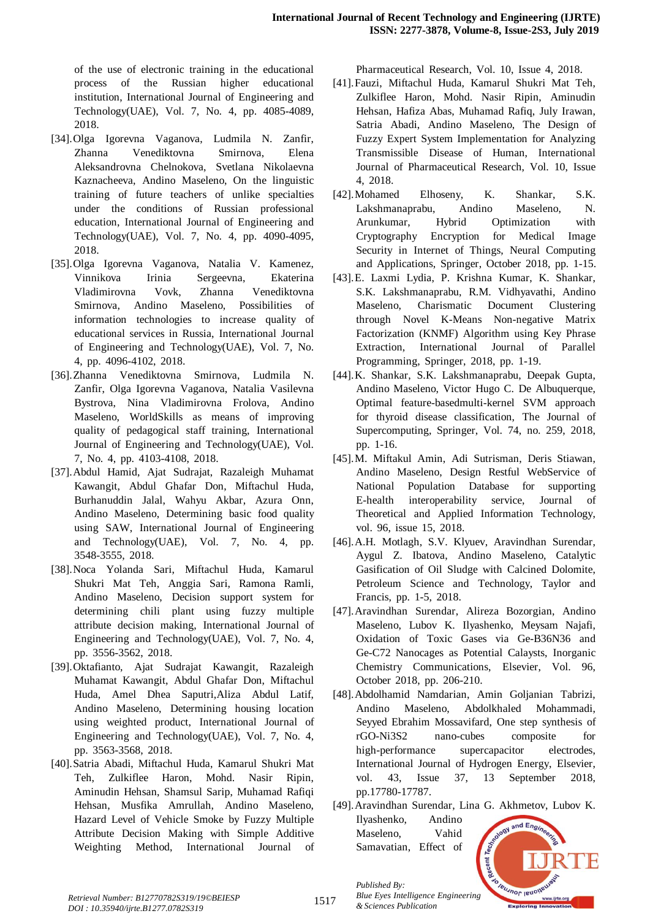of the use of electronic training in the educational process of the Russian higher educational institution, International Journal of Engineering and Technology(UAE), Vol. 7, No. 4, pp. 4085-4089, 2018.

[34]. Olga Igorevna Vaganova, Ludmila N. Zanfir, Zhanna Venediktovna Smirnova, Elena Aleksandrovna Chelnokova, Svetlana Nikolaevna Kaznacheeva, Andino Maseleno, On the linguistic training of future teachers of unlike specialties under the conditions of Russian professional education, International Journal of Engineering and Technology(UAE), Vol. 7, No. 4, pp. 4090-4095, 2018.

[35]. Olga Igorevna Vaganova, Natalia V. Kamenez, Vinnikova Irinia Sergeevna, Ekaterina Vladimirovna Vovk, Zhanna Venediktovna Smirnova, Andino Maseleno, Possibilities of information technologies to increase quality of educational services in Russia, International Journal of Engineering and Technology(UAE), Vol. 7, No. 4, pp. 4096-4102, 2018.

[36]. Zhanna Venediktovna Smirnova, Ludmila N. Zanfir, Olga Igorevna Vaganova, Natalia Vasilevna Bystrova, Nina Vladimirovna Frolova, Andino Maseleno, WorldSkills as means of improving quality of pedagogical staff training, International Journal of Engineering and Technology(UAE), Vol. 7, No. 4, pp. 4103-4108, 2018.

[37]. Abdul Hamid, Ajat Sudrajat, Razaleigh Muhamat Kawangit, Abdul Ghafar Don, Miftachul Huda, Burhanuddin Jalal, Wahyu Akbar, Azura Onn, Andino Maseleno, Determining basic food quality using SAW, International Journal of Engineering and Technology(UAE), Vol. 7, No. 4, pp. 3548-3555, 2018.

[38]. Noca Yolanda Sari, Miftachul Huda, Kamarul Shukri Mat Teh, Anggia Sari, Ramona Ramli, Andino Maseleno, Decision support system for determining chili plant using fuzzy multiple attribute decision making, International Journal of Engineering and Technology(UAE), Vol. 7, No. 4, pp. 3556-3562, 2018.

[39]. Oktafianto, Ajat Sudrajat Kawangit, Razaleigh Muhamat Kawangit, Abdul Ghafar Don, Miftachul Huda, Amel Dhea Saputri,Aliza Abdul Latif, Andino Maseleno, Determining housing location using weighted product, International Journal of Engineering and Technology(UAE), Vol. 7, No. 4, pp. 3563-3568, 2018.

[40]. Satria Abadi, Miftachul Huda, Kamarul Shukri Mat Teh, Zulkiflee Haron, Mohd. Nasir Ripin, Aminudin Hehsan, Shamsul Sarip, Muhamad Rafiqi Hehsan, Musfika Amrullah, Andino Maseleno, Hazard Level of Vehicle Smoke by Fuzzy Multiple Attribute Decision Making with Simple Additive Weighting Method, International Journal of Pharmaceutical Research, Vol. 10, Issue 4, 2018.

[41]. Fauzi, Miftachul Huda, Kamarul Shukri Mat Teh, Zulkiflee Haron, Mohd. Nasir Ripin, Aminudin Hehsan, Hafiza Abas, Muhamad Rafiq, July Irawan, Satria Abadi, Andino Maseleno, The Design of Fuzzy Expert System Implementation for Analyzing Transmissible Disease of Human, International Journal of Pharmaceutical Research, Vol. 10, Issue 4, 2018.

[42]. Mohamed Elhoseny, K. Shankar, S.K. Lakshmanaprabu, Andino Maseleno, N. Arunkumar, Hybrid Optimization with Cryptography Encryption for Medical Image Security in Internet of Things, Neural Computing and Applications, Springer, October 2018, pp. 1-15.

[43]. E. Laxmi Lydia, P. Krishna Kumar, K. Shankar, S.K. Lakshmanaprabu, R.M. Vidhyavathi, Andino Maseleno, Charismatic Document Clustering through Novel K-Means Non-negative Matrix Factorization (KNMF) Algorithm using Key Phrase Extraction, International Journal of Parallel Programming, Springer, 2018, pp. 1-19.

[44]. K. Shankar, S.K. Lakshmanaprabu, Deepak Gupta, Andino Maseleno, Victor Hugo C. De Albuquerque, Optimal feature-basedmulti-kernel SVM approach for thyroid disease classification, The Journal of Supercomputing, Springer, Vol. 74, no. 259, 2018, pp. 1-16.

[45]. M. Miftakul Amin, Adi Sutrisman, Deris Stiawan, Andino Maseleno, Design Restful WebService of National Population Database for supporting E-health interoperability service, Journal of Theoretical and Applied Information Technology, vol. 96, issue 15, 2018.

[46]. A.H. Motlagh, S.V. Klyuev, Aravindhan Surendar, Aygul Z. Ibatova, Andino Maseleno, Catalytic Gasification of Oil Sludge with Calcined Dolomite, Petroleum Science and Technology, Taylor and Francis, pp. 1-5, 2018.

[47]. Aravindhan Surendar, Alireza Bozorgian, Andino Maseleno, Lubov K. Ilyashenko, Meysam Najafi, Oxidation of Toxic Gases via Ge-B36N36 and Ge-C72 Nanocages as Potential Calaysts, Inorganic Chemistry Communications, Elsevier, Vol. 96, October 2018, pp. 206-210.

[48]. Abdolhamid Namdarian, Amin Goljanian Tabrizi, Andino Maseleno, Abdolkhaled Mohammadi, Seyyed Ebrahim Mossavifard, One step synthesis of rGO-Ni3S2 nano-cubes composite for high-performance supercapacitor electrodes, International Journal of Hydrogen Energy, Elsevier, vol. 43, Issue 37, 13 September 2018, pp.17780-17787.

[49]. Aravindhan Surendar, Lina G. Akhmetov, Lubov K. Ilyashenko, Andino Maseleno, Vahid Samavatian, Effect of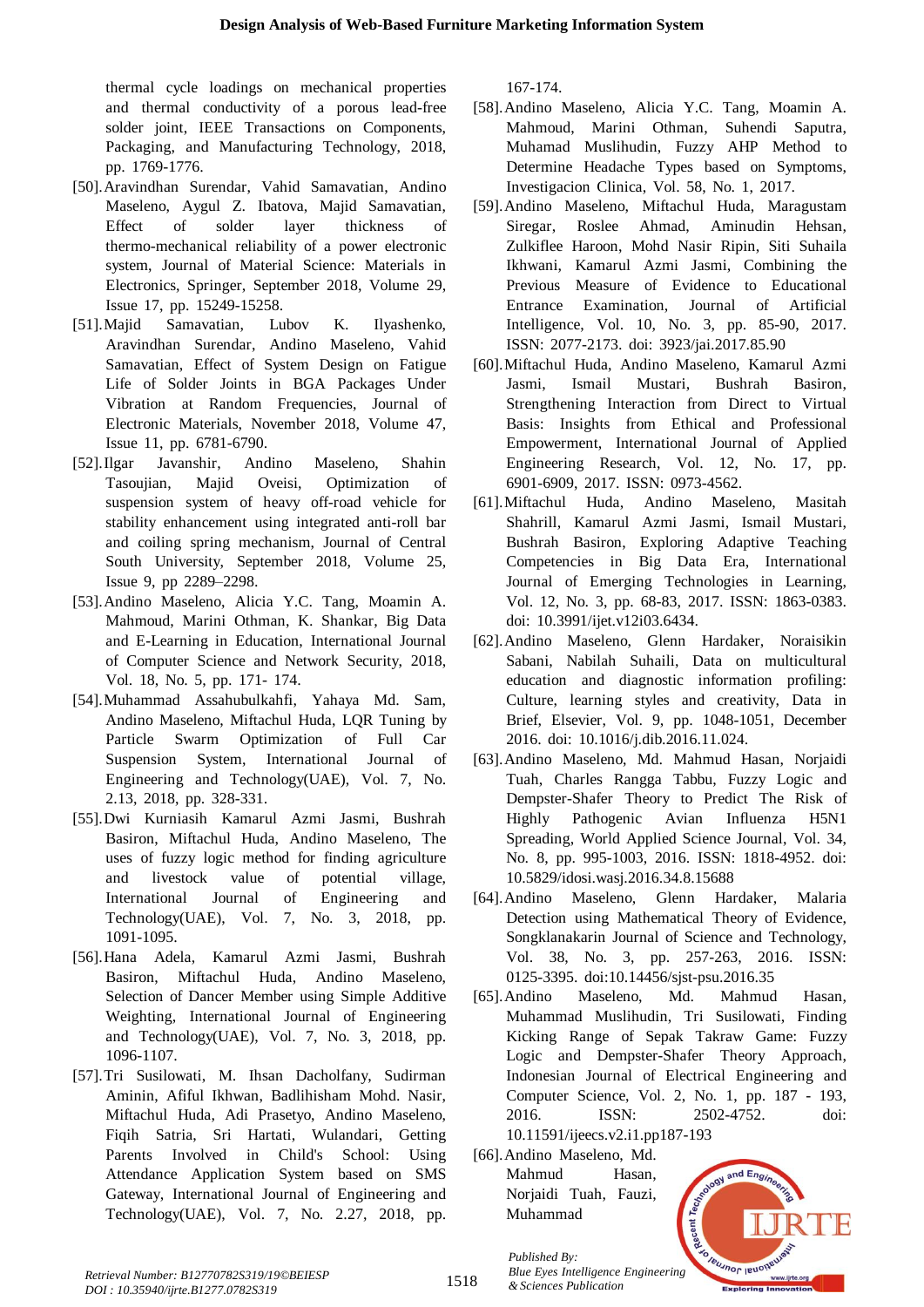thermal cycle loadings on mechanical properties and thermal conductivity of a porous lead-free solder joint, IEEE Transactions on Components, Packaging, and Manufacturing Technology, 2018, pp. 1769-1776.

[50]. Aravindhan Surendar, Vahid Samavatian, Andino Maseleno, Aygul Z. Ibatova, Majid Samavatian, Effect of solder layer thickness of thermo-mechanical reliability of a power electronic system, Journal of Material Science: Materials in Electronics, Springer, September 2018, Volume 29, Issue 17, pp. 15249-15258.

[51]. Majid Samavatian, Lubov K. Ilyashenko, Aravindhan Surendar, Andino Maseleno, Vahid Samavatian, Effect of System Design on Fatigue Life of Solder Joints in BGA Packages Under Vibration at Random Frequencies, Journal of Electronic Materials, November 2018, Volume 47, Issue 11, pp. 6781-6790.

[52]. Ilgar Javanshir, Andino Maseleno, Shahin Tasoujian, Majid Oveisi, Optimization of suspension system of heavy off-road vehicle for stability enhancement using integrated anti-roll bar and coiling spring mechanism, Journal of Central South University, September 2018, Volume 25, Issue 9, pp 2289–2298.

[53]. Andino Maseleno, Alicia Y.C. Tang, Moamin A. Mahmoud, Marini Othman, K. Shankar, Big Data and E-Learning in Education, International Journal of Computer Science and Network Security, 2018, Vol. 18, No. 5, pp. 171- 174.

[54]. Muhammad Assahubulkahfi, Yahaya Md. Sam, Andino Maseleno, Miftachul Huda, LQR Tuning by Particle Swarm Optimization of Full Car Suspension System, International Journal of Engineering and Technology(UAE), Vol. 7, No. 2.13, 2018, pp. 328-331.

[55]. Dwi Kurniasih Kamarul Azmi Jasmi, Bushrah Basiron, Miftachul Huda, Andino Maseleno, The uses of fuzzy logic method for finding agriculture and livestock value of potential village, International Journal of Engineering and Technology(UAE), Vol. 7, No. 3, 2018, pp. 1091-1095.

[56]. Hana Adela, Kamarul Azmi Jasmi, Bushrah Basiron, Miftachul Huda, Andino Maseleno, Selection of Dancer Member using Simple Additive Weighting, International Journal of Engineering and Technology(UAE), Vol. 7, No. 3, 2018, pp. 1096-1107.

[57]. Tri Susilowati, M. Ihsan Dacholfany, Sudirman Aminin, Afiful Ikhwan, Badlihisham Mohd. Nasir, Miftachul Huda, Adi Prasetyo, Andino Maseleno, Fiqih Satria, Sri Hartati, Wulandari, Getting Parents Involved in Child's School: Using Attendance Application System based on SMS Gateway, International Journal of Engineering and Technology(UAE), Vol. 7, No. 2.27, 2018, pp. 167-174.

[58]. Andino Maseleno, Alicia Y.C. Tang, Moamin A. Mahmoud, Marini Othman, Suhendi Saputra, Muhamad Muslihudin, Fuzzy AHP Method to Determine Headache Types based on Symptoms, Investigacion Clinica, Vol. 58, No. 1, 2017.

[59]. Andino Maseleno, Miftachul Huda, Maragustam Siregar, Roslee Ahmad, Aminudin Hehsan, Zulkiflee Haroon, Mohd Nasir Ripin, Siti Suhaila Ikhwani, Kamarul Azmi Jasmi, Combining the Previous Measure of Evidence to Educational Entrance Examination, Journal of Artificial Intelligence, Vol. 10, No. 3, pp. 85-90, 2017. ISSN: 2077-2173. doi: 3923/jai.2017.85.90

[60]. Miftachul Huda, Andino Maseleno, Kamarul Azmi Jasmi, Ismail Mustari, Bushrah Basiron, Strengthening Interaction from Direct to Virtual Basis: Insights from Ethical and Professional Empowerment, International Journal of Applied Engineering Research, Vol. 12, No. 17, pp. 6901-6909, 2017. ISSN: 0973-4562.

[61]. Miftachul Huda, Andino Maseleno, Masitah Shahrill, Kamarul Azmi Jasmi, Ismail Mustari, Bushrah Basiron, Exploring Adaptive Teaching Competencies in Big Data Era, International Journal of Emerging Technologies in Learning, Vol. 12, No. 3, pp. 68-83, 2017. ISSN: 1863-0383. doi: 10.3991/ijet.v12i03.6434.

[62]. Andino Maseleno, Glenn Hardaker, Noraisikin Sabani, Nabilah Suhaili, Data on multicultural education and diagnostic information profiling: Culture, learning styles and creativity, Data in Brief, Elsevier, Vol. 9, pp. 1048-1051, December 2016. doi: 10.1016/j.dib.2016.11.024.

[63]. Andino Maseleno, Md. Mahmud Hasan, Norjaidi Tuah, Charles Rangga Tabbu, Fuzzy Logic and Dempster-Shafer Theory to Predict The Risk of Highly Pathogenic Avian Influenza H5N1 Spreading, World Applied Science Journal, Vol. 34, No. 8, pp. 995-1003, 2016. ISSN: 1818-4952. doi: 10.5829/idosi.wasj.2016.34.8.15688

[64]. Andino Maseleno, Glenn Hardaker, Malaria Detection using Mathematical Theory of Evidence, Songklanakarin Journal of Science and Technology, Vol. 38, No. 3, pp. 257-263, 2016. ISSN: 0125-3395. doi:10.14456/sjst-psu.2016.35

[65]. Andino Maseleno, Md. Mahmud Hasan, Muhammad Muslihudin, Tri Susilowati, Finding Kicking Range of Sepak Takraw Game: Fuzzy Logic and Dempster-Shafer Theory Approach, Indonesian Journal of Electrical Engineering and Computer Science, Vol. 2, No. 1, pp. 187 - 193, 2016. ISSN: 2502-4752. doi: 10.11591/ijeecs.v2.i1.pp187-193

[66]. Andino Maseleno, Md. Mahmud Hasan, Norjaidi Tuah, Fauzi, Muhammad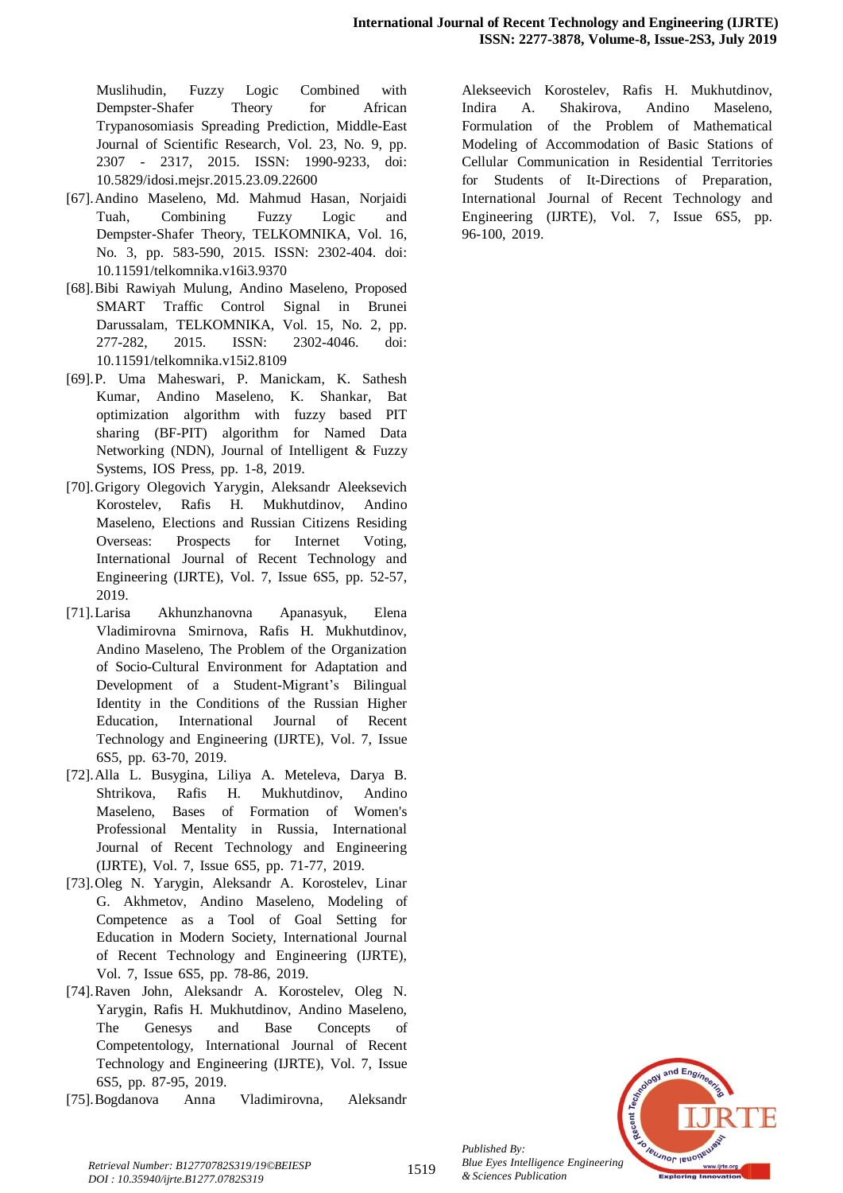Muslihudin, Fuzzy Logic Combined with Dempster-Shafer Theory for African Trypanosomiasis Spreading Prediction, Middle-East Journal of Scientific Research, Vol. 23, No. 9, pp. 2307 - 2317, 2015. ISSN: 1990-9233, doi: 10.5829/idosi.mejsr.2015.23.09.22600

[67]. Andino Maseleno, Md. Mahmud Hasan, Norjaidi Tuah, Combining Fuzzy Logic and Dempster-Shafer Theory, TELKOMNIKA, Vol. 16, No. 3, pp. 583-590, 2015. ISSN: 2302-404. doi: 10.11591/telkomnika.v16i3.9370

[68]. Bibi Rawiyah Mulung, Andino Maseleno, Proposed SMART Traffic Control Signal in Brunei Darussalam, TELKOMNIKA, Vol. 15, No. 2, pp. 277-282, 2015. ISSN: 2302-4046. doi: 10.11591/telkomnika.v15i2.8109

[69]. P. Uma Maheswari, P. Manickam, K. Sathesh Kumar, Andino Maseleno, K. Shankar, Bat optimization algorithm with fuzzy based PIT sharing (BF-PIT) algorithm for Named Data Networking (NDN), Journal of Intelligent & Fuzzy Systems, IOS Press, pp. 1-8, 2019.

[70]. Grigory Olegovich Yarygin, Aleksandr Aleeksevich Korostelev, Rafis H. Mukhutdinov, Andino Maseleno, Elections and Russian Citizens Residing Overseas: Prospects for Internet Voting, International Journal of Recent Technology and Engineering (IJRTE), Vol. 7, Issue 6S5, pp. 52-57, 2019.

[71]. Larisa Akhunzhanovna Apanasyuk, Elena Vladimirovna Smirnova, Rafis H. Mukhutdinov, Andino Maseleno, The Problem of the Organization of Socio-Cultural Environment for Adaptation and Development of a Student-Migrant's Bilingual Identity in the Conditions of the Russian Higher Education, International Journal of Recent Technology and Engineering (IJRTE), Vol. 7, Issue 6S5, pp. 63-70, 2019.

[72]. Alla L. Busygina, Liliya A. Meteleva, Darya B. Shtrikova, Rafis H. Mukhutdinov, Andino Maseleno, Bases of Formation of Women's Professional Mentality in Russia, International Journal of Recent Technology and Engineering (IJRTE), Vol. 7, Issue 6S5, pp. 71-77, 2019.

[73]. Oleg N. Yarygin, Aleksandr A. Korostelev, Linar G. Akhmetov, Andino Maseleno, Modeling of Competence as a Tool of Goal Setting for Education in Modern Society, International Journal of Recent Technology and Engineering (IJRTE), Vol. 7, Issue 6S5, pp. 78-86, 2019.

[74]. Raven John, Aleksandr A. Korostelev, Oleg N. Yarygin, Rafis H. Mukhutdinov, Andino Maseleno, The Genesys and Base Concepts of Competentology, International Journal of Recent Technology and Engineering (IJRTE), Vol. 7, Issue 6S5, pp. 87-95, 2019.

[75]. Bogdanova Anna Vladimirovna, Aleksandr Alekseevich Korostelev, Rafis H. Mukhutdinov, Indira A. Shakirova, Andino Maseleno, Formulation of the Problem of Mathematical Modeling of Accommodation of Basic Stations of Cellular Communication in Residential Territories for Students of It-Directions of Preparation, International Journal of Recent Technology and Engineering (IJRTE), Vol. 7, Issue 6S5, pp. 96-100, 2019.